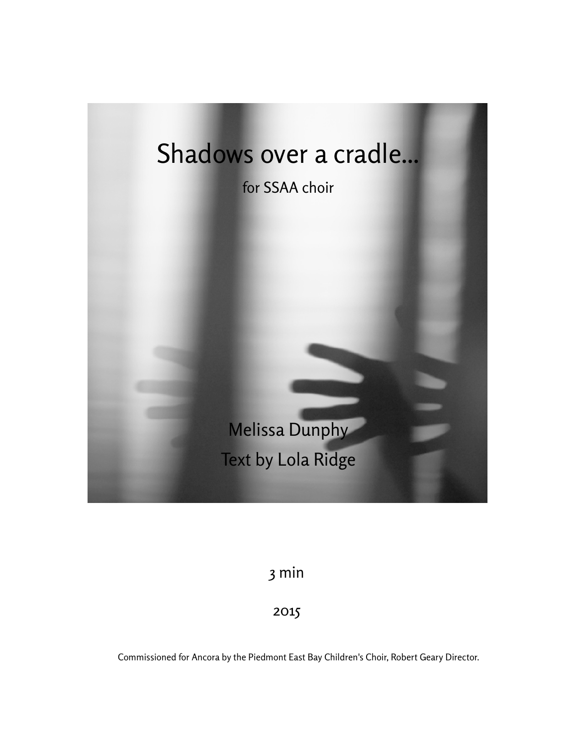# Shadows over a cradle...

for SSAA choir

Melissa Dunphy

Text by Lola Ridge

3 min

2015

Commissioned for Ancora by the Piedmont East Bay Children's Choir, Robert Geary Director.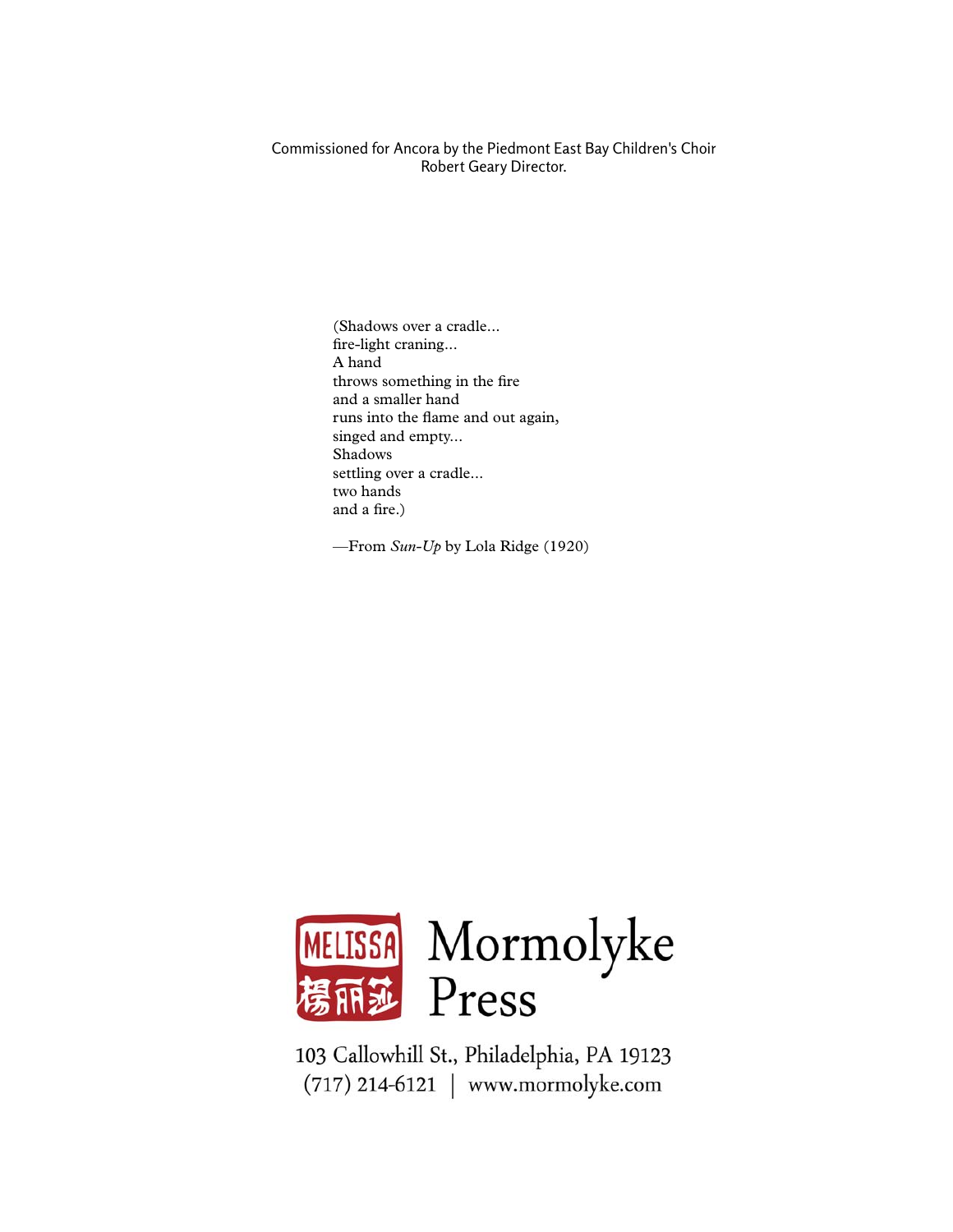Commissioned for Ancora by the Piedmont East Bay Children's Choir
Robert Geary Director.

(Shadows over a cradle...
fire-light craning...
A hand
throws something in the fire
and a smaller hand
runs into the flame and out again,
singed and empty...
Shadows
settling over a cradle...
two hands
and a fire.)

—From *Sun-Up* by Lola Ridge (1920)

MELISSA 楊丽莎 Mormolyke Press

103 Callowhill St., Philadelphia, PA 19123
(717) 214-6121 | www.mormolyke.com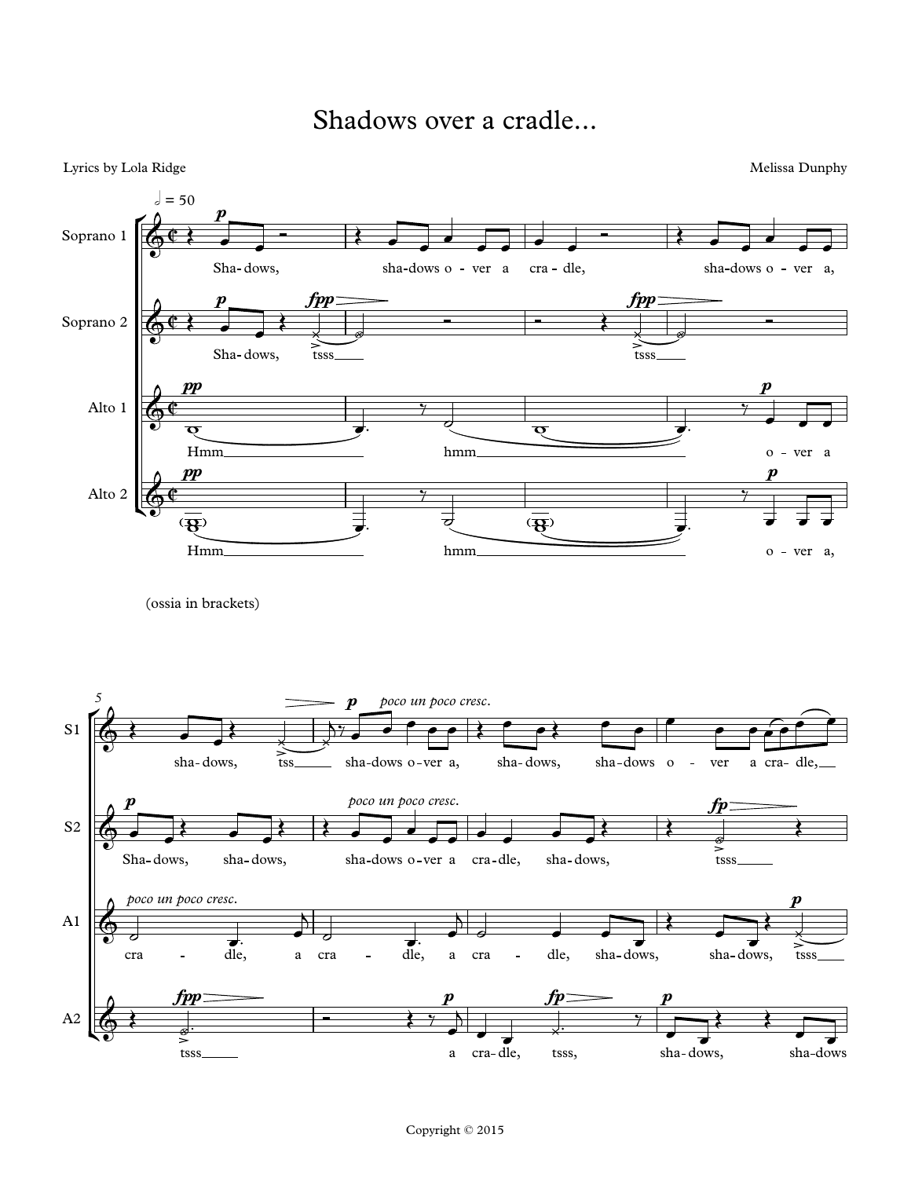# Shadows over a cradle...

Lyrics by Lola Ridge

Melissa Dunphy

(ossia in brackets)

Copyright © 2015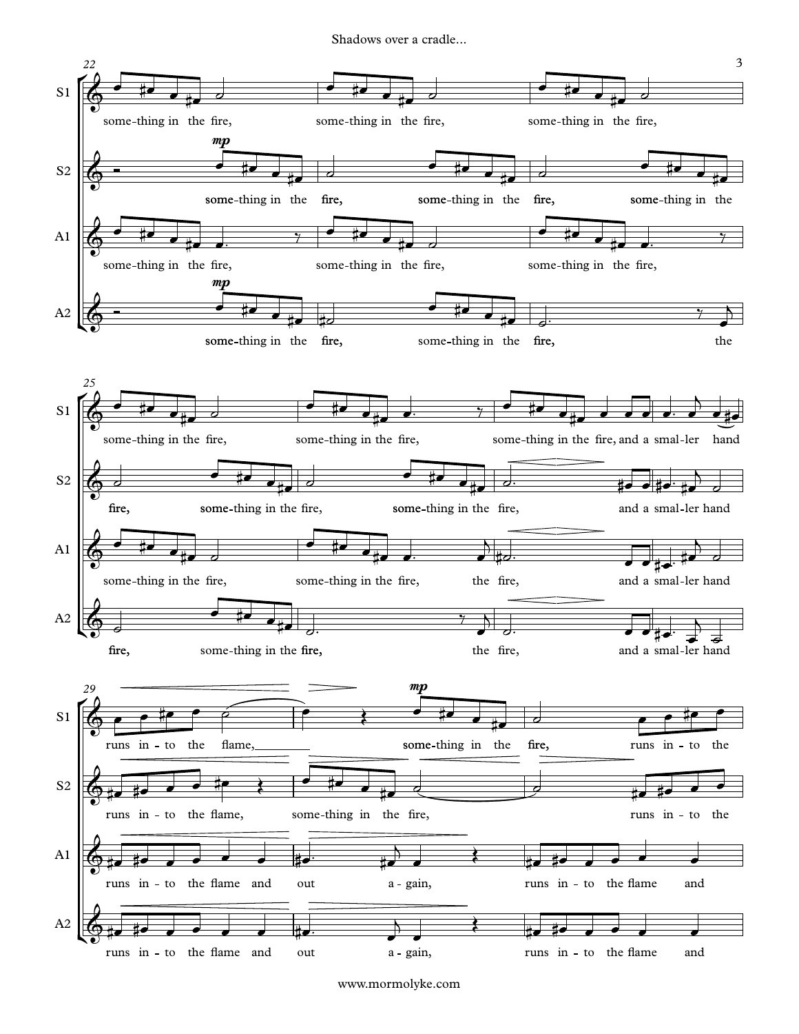**S1:** some-thing in the fire, some-thing in the fire, some-thing in the fire, some-thing in the fire, some-thing in the fire, some-thing in the fire, and a smal-ler hand runs in-to the flame, some-thing in the fire, runs in-to the

**S2:** *mp* some-thing in the fire, some-thing in the fire, some-thing in the fire, some-thing in the fire, some-thing in the fire, and a smal-ler hand runs in-to the flame, some-thing in the fire, runs in-to the

**A1:** some-thing in the fire, some-thing in the fire, some-thing in the fire, some-thing in the fire, some-thing in the fire, the fire, and a smal-ler hand runs in-to the flame and out a-gain, runs in-to the flame and

**A2:** *mp* some-thing in the fire, some-thing in the fire, the fire, some-thing in the fire, the fire, and a smal-ler hand runs in-to the flame and out a-gain, runs in-to the flame and